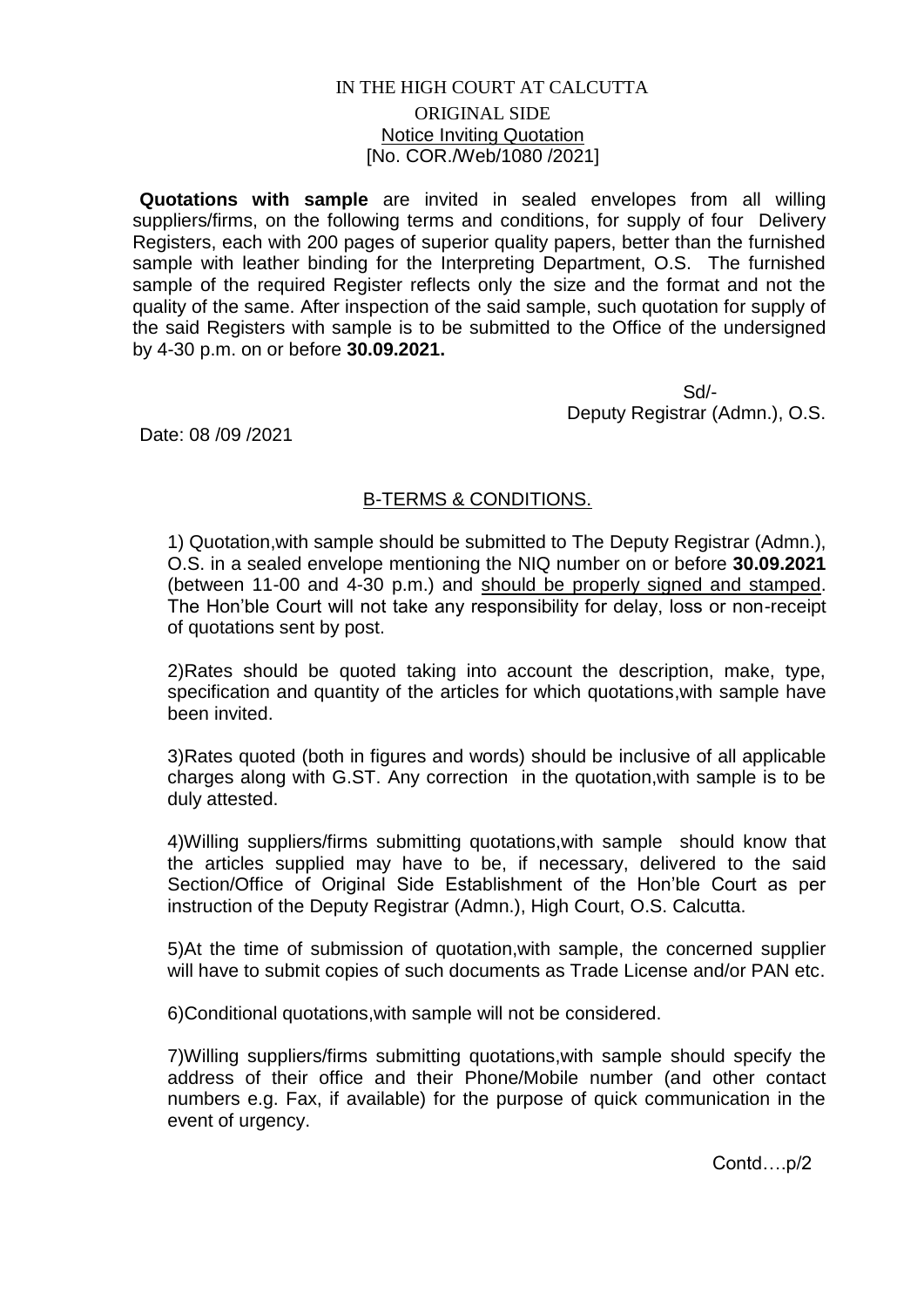IN THE HIGH COURT AT CALCUTTA

ORIGINAL SIDE

Notice Inviting Quotation

[No. COR./Web/1080 /2021]

**Quotations with sample** are invited in sealed envelopes from all willing suppliers/firms, on the following terms and conditions, for supply of four Delivery Registers, each with 200 pages of superior quality papers, better than the furnished sample with leather binding for the Interpreting Department, O.S. The furnished sample of the required Register reflects only the size and the format and not the quality of the same. After inspection of the said sample, such quotation for supply of the said Registers with sample is to be submitted to the Office of the undersigned by 4-30 p.m. on or before **30.09.2021.**

Sd/-

Deputy Registrar (Admn.), O.S.

Date: 08 /09 /2021

## B-TERMS & CONDITIONS.

1) Quotation,with sample should be submitted to The Deputy Registrar (Admn.), O.S. in a sealed envelope mentioning the NIQ number on or before **30.09.2021** (between 11-00 and 4-30 p.m.) and should be properly signed and stamped. The Hon'ble Court will not take any responsibility for delay, loss or non-receipt of quotations sent by post.

2)Rates should be quoted taking into account the description, make, type, specification and quantity of the articles for which quotations,with sample have been invited.

3)Rates quoted (both in figures and words) should be inclusive of all applicable charges along with G.ST. Any correction in the quotation,with sample is to be duly attested.

4)Willing suppliers/firms submitting quotations,with sample should know that the articles supplied may have to be, if necessary, delivered to the said Section/Office of Original Side Establishment of the Hon'ble Court as per instruction of the Deputy Registrar (Admn.), High Court, O.S. Calcutta.

5)At the time of submission of quotation,with sample, the concerned supplier will have to submit copies of such documents as Trade License and/or PAN etc.

6)Conditional quotations,with sample will not be considered.

7)Willing suppliers/firms submitting quotations,with sample should specify the address of their office and their Phone/Mobile number (and other contact numbers e.g. Fax, if available) for the purpose of quick communication in the event of urgency.

Contd….p/2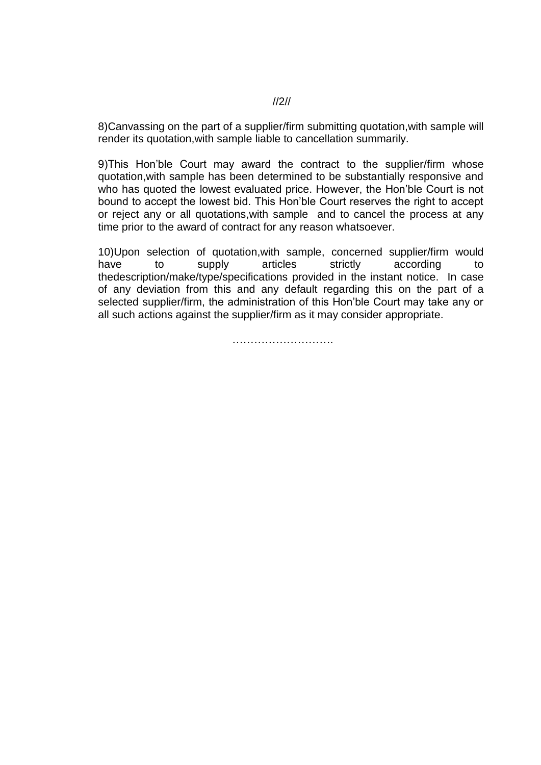8)Canvassing on the part of a supplier/firm submitting quotation,with sample will render its quotation,with sample liable to cancellation summarily.

9)This Hon'ble Court may award the contract to the supplier/firm whose quotation,with sample has been determined to be substantially responsive and who has quoted the lowest evaluated price. However, the Hon'ble Court is not bound to accept the lowest bid. This Hon'ble Court reserves the right to accept or reject any or all quotations,with sample and to cancel the process at any time prior to the award of contract for any reason whatsoever.

10)Upon selection of quotation,with sample, concerned supplier/firm would have to supply articles strictly according to thedescription/make/type/specifications provided in the instant notice. In case of any deviation from this and any default regarding this on the part of a selected supplier/firm, the administration of this Hon'ble Court may take any or all such actions against the supplier/firm as it may consider appropriate.

……………………….